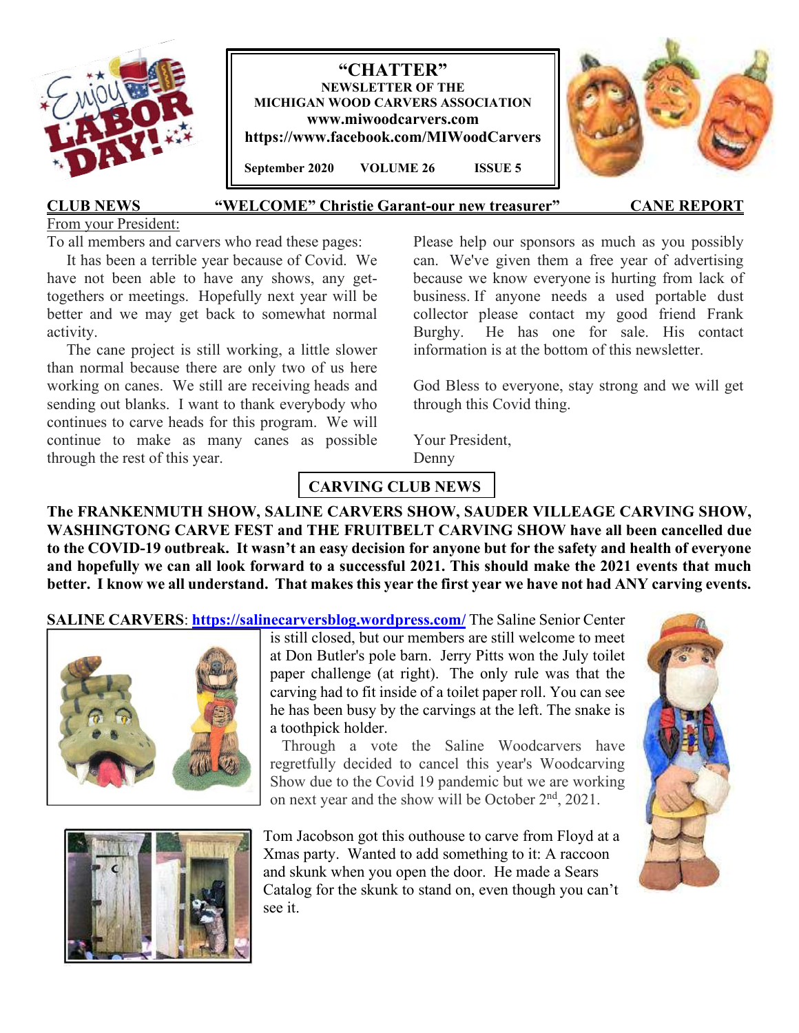# "CHATTER"

**NEWSLETTER OF THE MICHIGAN WOOD CARVERS ASSOCIATION**

**www.miwoodcarvers.com**

**https://www.facebook.com/MIWoodCarvers**

**September 2020 VOLUME 26 ISSUE 5**

## CLUB NEWS "WELCOME" Christie Garant-our new treasurer" CANE REPORT

From your President:

To all members and carvers who read these pages:

It has been a terrible year because of Covid. We have not been able to have any shows, any get-togethers or meetings. Hopefully next year will be better and we may get back to somewhat normal activity.

The cane project is still working, a little slower than normal because there are only two of us here working on canes. We still are receiving heads and sending out blanks. I want to thank everybody who continues to carve heads for this program. We will continue to make as many canes as possible through the rest of this year.

Please help our sponsors as much as you possibly can. We've given them a free year of advertising because we know everyone is hurting from lack of business. If anyone needs a used portable dust collector please contact my good friend Frank Burghy. He has one for sale. His contact information is at the bottom of this newsletter.

God Bless to everyone, stay strong and we will get through this Covid thing.

Your President,
Denny

## CARVING CLUB NEWS

**The FRANKENMUTH SHOW, SALINE CARVERS SHOW, SAUDER VILLEAGE CARVING SHOW, WASHINGTONG CARVE FEST and THE FRUITBELT CARVING SHOW have all been cancelled due to the COVID-19 outbreak. It wasn't an easy decision for anyone but for the safety and health of everyone and hopefully we can all look forward to a successful 2021. This should make the 2021 events that much better. I know we all understand. That makes this year the first year we have not had ANY carving events.**

**SALINE CARVERS**: **https://salinecarversblog.wordpress.com/** The Saline Senior Center is still closed, but our members are still welcome to meet at Don Butler's pole barn. Jerry Pitts won the July toilet paper challenge (at right). The only rule was that the carving had to fit inside of a toilet paper roll. You can see he has been busy by the carvings at the left. The snake is a toothpick holder.

Through a vote the Saline Woodcarvers have regretfully decided to cancel this year's Woodcarving Show due to the Covid 19 pandemic but we are working on next year and the show will be October 2nd, 2021.

Tom Jacobson got this outhouse to carve from Floyd at a Xmas party. Wanted to add something to it: A raccoon and skunk when you open the door. He made a Sears Catalog for the skunk to stand on, even though you can't see it.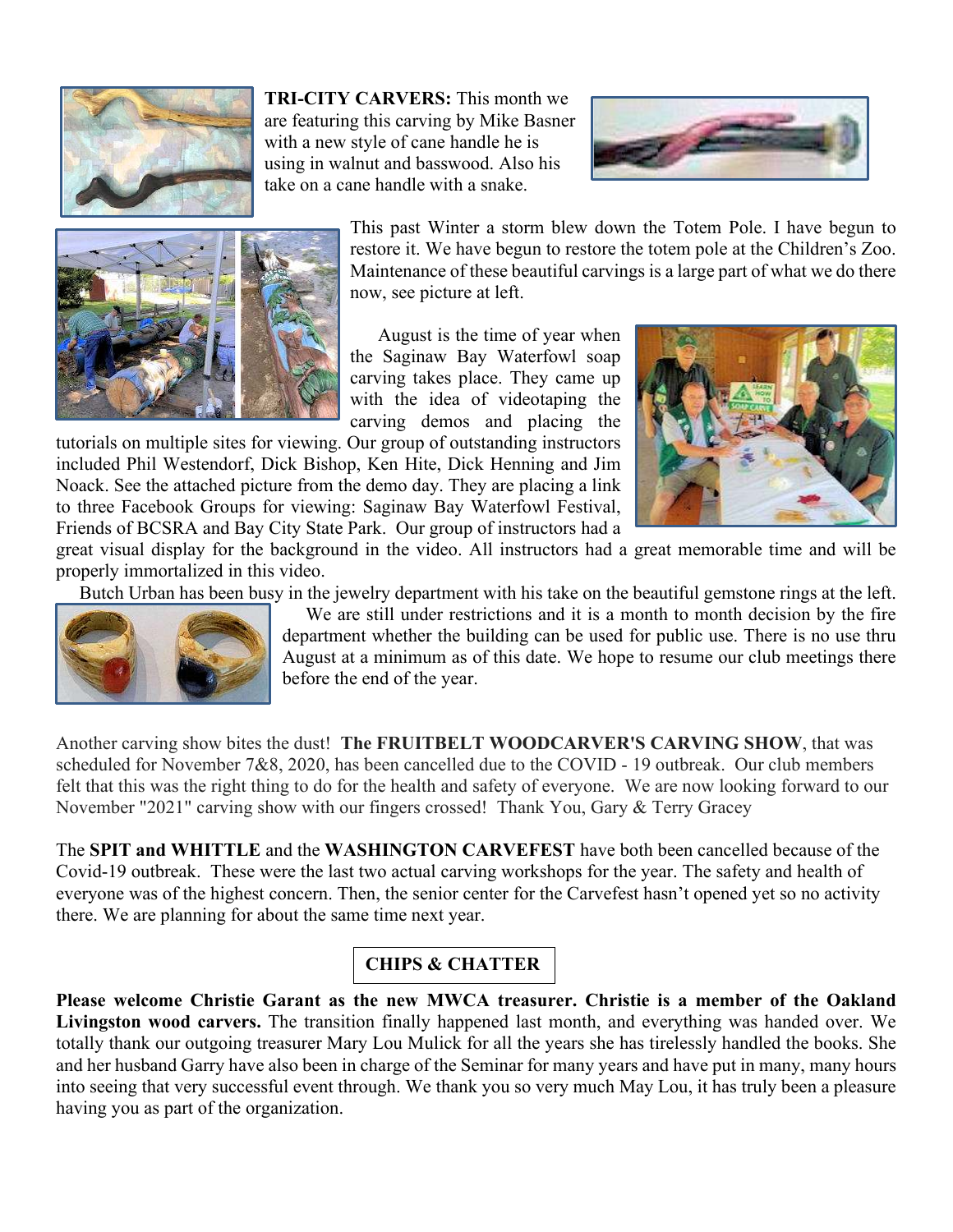**TRI-CITY CARVERS:** This month we are featuring this carving by Mike Basner with a new style of cane handle he is using in walnut and basswood. Also his take on a cane handle with a snake.

This past Winter a storm blew down the Totem Pole. I have begun to restore it. We have begun to restore the totem pole at the Children's Zoo. Maintenance of these beautiful carvings is a large part of what we do there now, see picture at left.

August is the time of year when the Saginaw Bay Waterfowl soap carving takes place. They came up with the idea of videotaping the carving demos and placing the tutorials on multiple sites for viewing. Our group of outstanding instructors included Phil Westendorf, Dick Bishop, Ken Hite, Dick Henning and Jim Noack. See the attached picture from the demo day. They are placing a link to three Facebook Groups for viewing: Saginaw Bay Waterfowl Festival, Friends of BCSRA and Bay City State Park. Our group of instructors had a great visual display for the background in the video. All instructors had a great memorable time and will be properly immortalized in this video.

Butch Urban has been busy in the jewelry department with his take on the beautiful gemstone rings at the left.

We are still under restrictions and it is a month to month decision by the fire department whether the building can be used for public use. There is no use thru August at a minimum as of this date. We hope to resume our club meetings there before the end of the year.

Another carving show bites the dust! **The FRUITBELT WOODCARVER'S CARVING SHOW**, that was scheduled for November 7&8, 2020, has been cancelled due to the COVID - 19 outbreak. Our club members felt that this was the right thing to do for the health and safety of everyone. We are now looking forward to our November "2021" carving show with our fingers crossed! Thank You, Gary & Terry Gracey

The **SPIT and WHITTLE** and the **WASHINGTON CARVFEST** have both been cancelled because of the Covid-19 outbreak. These were the last two actual carving workshops for the year. The safety and health of everyone was of the highest concern. Then, the senior center for the Carvefest hasn't opened yet so no activity there. We are planning for about the same time next year.

## CHIPS & CHATTER

**Please welcome Christie Garant as the new MWCA treasurer. Christie is a member of the Oakland Livingston wood carvers.** The transition finally happened last month, and everything was handed over. We totally thank our outgoing treasurer Mary Lou Mulick for all the years she has tirelessly handled the books. She and her husband Garry have also been in charge of the Seminar for many years and have put in many, many hours into seeing that very successful event through. We thank you so very much May Lou, it has truly been a pleasure having you as part of the organization.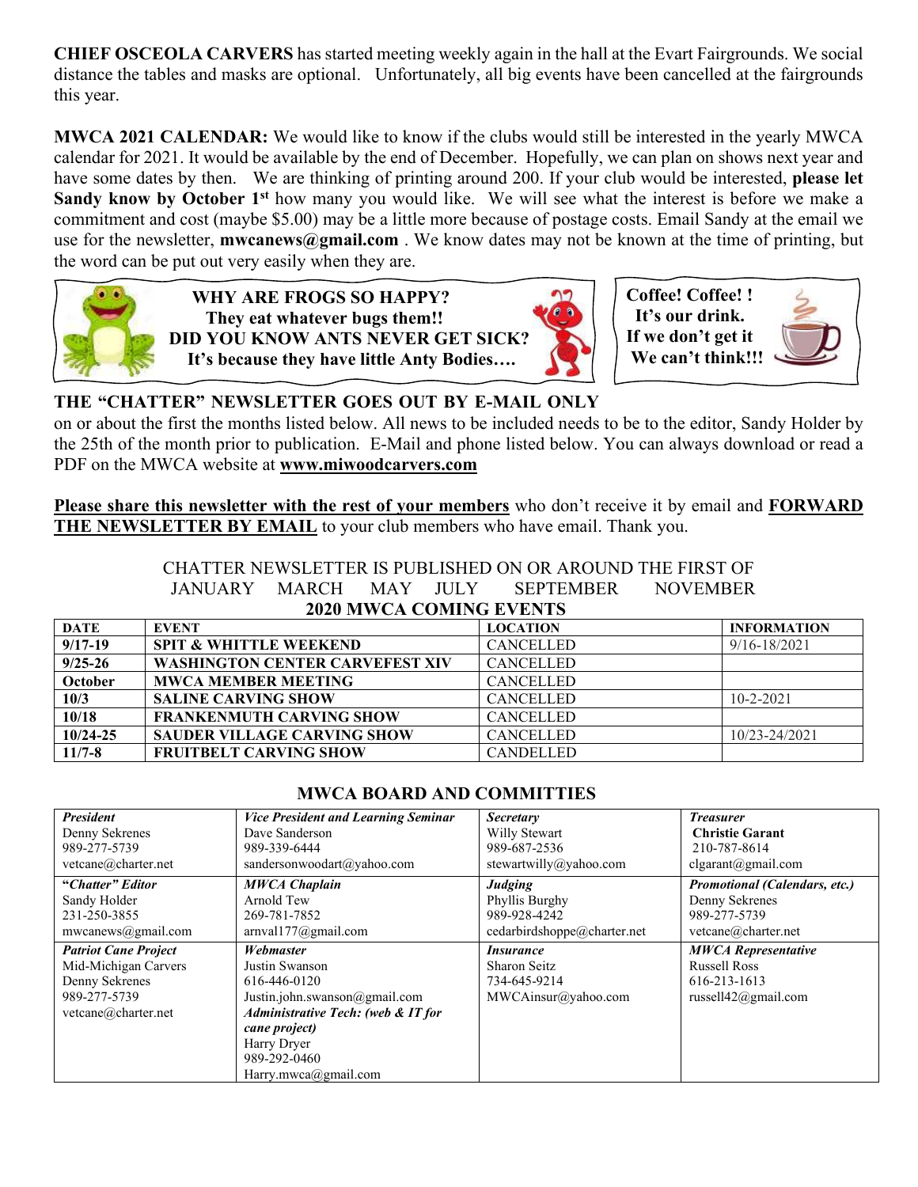**CHIEF OSCEOLA CARVERS** has started meeting weekly again in the hall at the Evart Fairgrounds. We social distance the tables and masks are optional. Unfortunately, all big events have been cancelled at the fairgrounds this year.

**MWCA 2021 CALENDAR:** We would like to know if the clubs would still be interested in the yearly MWCA calendar for 2021. It would be available by the end of December. Hopefully, we can plan on shows next year and have some dates by then. We are thinking of printing around 200. If your club would be interested, **please let Sandy know by October 1st** how many you would like. We will see what the interest is before we make a commitment and cost (maybe $5.00) may be a little more because of postage costs. Email Sandy at the email we use for the newsletter, **mwcanews@gmail.com** . We know dates may not be known at the time of printing, but the word can be put out very easily when they are.

**WHY ARE FROGS SO HAPPY?**
**They eat whatever bugs them!!**
**DID YOU KNOW ANTS NEVER GET SICK?**
**It's because they have little Anty Bodies….**

**Coffee! Coffee! !**
**It's our drink.**
**If we don't get it**
**We can't think!!!**

**THE "CHATTER" NEWSLETTER GOES OUT BY E-MAIL ONLY** on or about the first the months listed below. All news to be included needs to be to the editor, Sandy Holder by the 25th of the month prior to publication. E-Mail and phone listed below. You can always download or read a PDF on the MWCA website at **www.miwoodcarvers.com**

**Please share this newsletter with the rest of your members** who don't receive it by email and **FORWARD THE NEWSLETTER BY EMAIL** to your club members who have email. Thank you.

CHATTER NEWSLETTER IS PUBLISHED ON OR AROUND THE FIRST OF
JANUARY MARCH MAY JULY SEPTEMBER NOVEMBER

## 2020 MWCA COMING EVENTS

| DATE | EVENT | LOCATION | INFORMATION |
|---|---|---|---|
| 9/17-19 | SPIT & WHITTLE WEEKEND | CANCELLED | 9/16-18/2021 |
| 9/25-26 | WASHINGTON CENTER CARVEFEST XIV | CANCELLED | |
| October | MWCA MEMBER MEETING | CANCELLED | |
| 10/3 | SALINE CARVING SHOW | CANCELLED | 10-2-2021 |
| 10/18 | FRANKENMUTH CARVING SHOW | CANCELLED | |
| 10/24-25 | SAUDER VILLAGE CARVING SHOW | CANCELLED | 10/23-24/2021 |
| 11/7-8 | FRUITBELT CARVING SHOW | CANDELLED | |

## MWCA BOARD AND COMMITTIES

| *President* | *Vice President and Learning Seminar* | *Secretary* | *Treasurer* |
|---|---|---|---|
| Denny Sekrenes<br>989-277-5739<br>vetcane@charter.net | Dave Sanderson<br>989-339-6444<br>sandersonwoodart@yahoo.com | Willy Stewart<br>989-687-2536<br>stewartwilly@yahoo.com | **Christie Garant**<br>210-787-8614<br>clgarant@gmail.com |
| ***"Chatter" Editor***<br>Sandy Holder<br>231-250-3855<br>mwcanews@gmail.com | ***MWCA Chaplain***<br>Arnold Tew<br>269-781-7852<br>arnval177@gmail.com | ***Judging***<br>Phyllis Burghy<br>989-928-4242<br>cedarbirdshoppe@charter.net | ***Promotional (Calendars, etc.)***<br>Denny Sekrenes<br>989-277-5739<br>vetcane@charter.net |
| ***Patriot Cane Project***<br>Mid-Michigan Carvers<br>Denny Sekrenes<br>989-277-5739<br>vetcane@charter.net | ***Webmaster***<br>Justin Swanson<br>616-446-0120<br>Justin.john.swanson@gmail.com<br>***Administrative Tech: (web & IT for cane project)***<br>Harry Dryer<br>989-292-0460<br>Harry.mwca@gmail.com | ***Insurance***<br>Sharon Seitz<br>734-645-9214<br>MWCAinsur@yahoo.com | ***MWCA Representative***<br>Russell Ross<br>616-213-1613<br>russell42@gmail.com |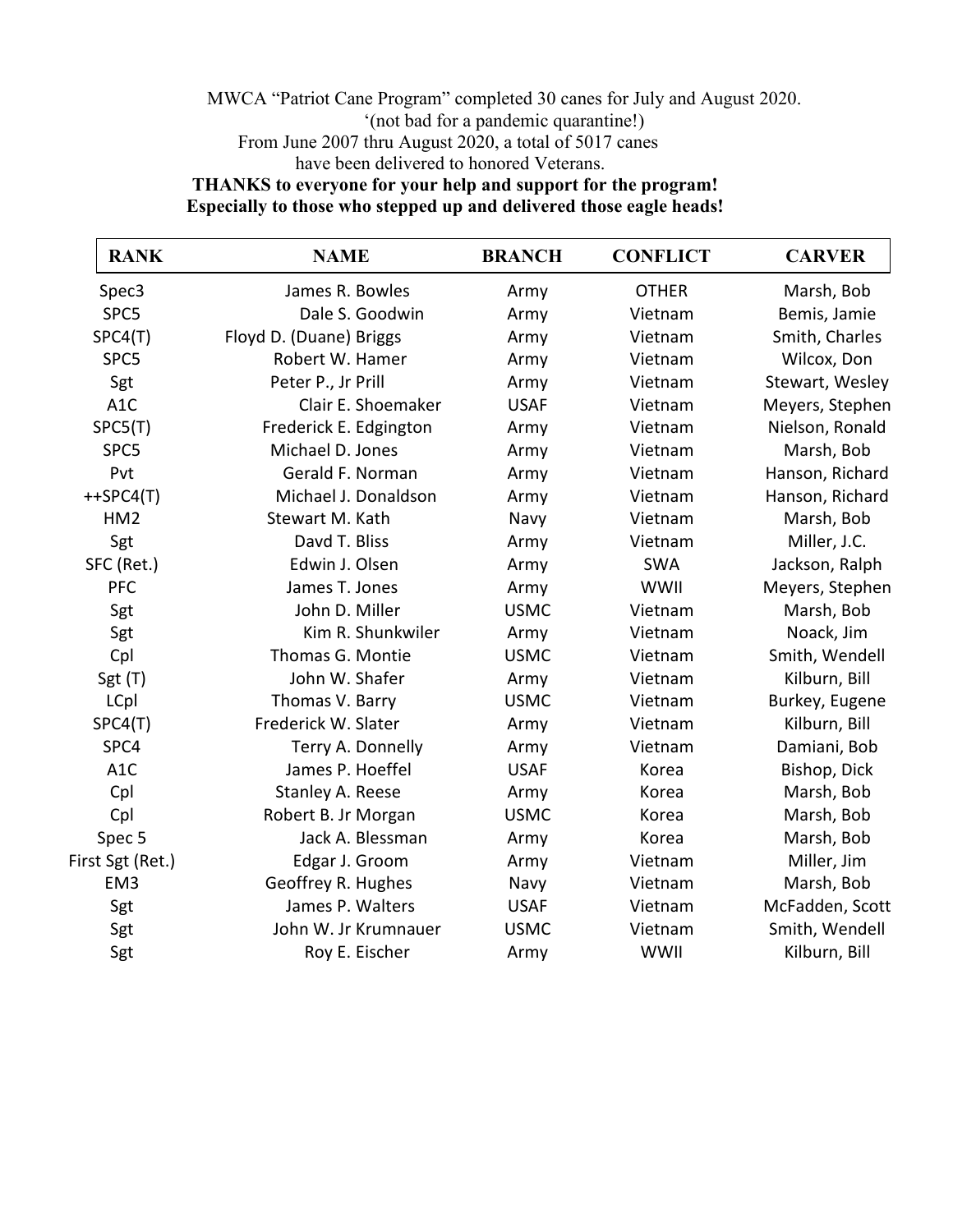MWCA "Patriot Cane Program" completed 30 canes for July and August 2020.
'(not bad for a pandemic quarantine!)
From June 2007 thru August 2020, a total of 5017 canes
have been delivered to honored Veterans.

**THANKS to everyone for your help and support for the program!**
**Especially to those who stepped up and delivered those eagle heads!**

| RANK | NAME | BRANCH | CONFLICT | CARVER |
|---|---|---|---|---|
| Spec3 | James R. Bowles | Army | OTHER | Marsh, Bob |
| SPC5 | Dale S. Goodwin | Army | Vietnam | Bemis, Jamie |
| SPC4(T) | Floyd D. (Duane) Briggs | Army | Vietnam | Smith, Charles |
| SPC5 | Robert W. Hamer | Army | Vietnam | Wilcox, Don |
| Sgt | Peter P., Jr Prill | Army | Vietnam | Stewart, Wesley |
| A1C | Clair E. Shoemaker | USAF | Vietnam | Meyers, Stephen |
| SPC5(T) | Frederick E. Edgington | Army | Vietnam | Nielson, Ronald |
| SPC5 | Michael D. Jones | Army | Vietnam | Marsh, Bob |
| Pvt | Gerald F. Norman | Army | Vietnam | Hanson, Richard |
| ++SPC4(T) | Michael J. Donaldson | Army | Vietnam | Hanson, Richard |
| HM2 | Stewart M. Kath | Navy | Vietnam | Marsh, Bob |
| Sgt | Davd T. Bliss | Army | Vietnam | Miller, J.C. |
| SFC (Ret.) | Edwin J. Olsen | Army | SWA | Jackson, Ralph |
| PFC | James T. Jones | Army | WWII | Meyers, Stephen |
| Sgt | John D. Miller | USMC | Vietnam | Marsh, Bob |
| Sgt | Kim R. Shunkwiler | Army | Vietnam | Noack, Jim |
| Cpl | Thomas G. Montie | USMC | Vietnam | Smith, Wendell |
| Sgt (T) | John W. Shafer | Army | Vietnam | Kilburn, Bill |
| LCpl | Thomas V. Barry | USMC | Vietnam | Burkey, Eugene |
| SPC4(T) | Frederick W. Slater | Army | Vietnam | Kilburn, Bill |
| SPC4 | Terry A. Donnelly | Army | Vietnam | Damiani, Bob |
| A1C | James P. Hoeffel | USAF | Korea | Bishop, Dick |
| Cpl | Stanley A. Reese | Army | Korea | Marsh, Bob |
| Cpl | Robert B. Jr Morgan | USMC | Korea | Marsh, Bob |
| Spec 5 | Jack A. Blessman | Army | Korea | Marsh, Bob |
| First Sgt (Ret.) | Edgar J. Groom | Army | Vietnam | Miller, Jim |
| EM3 | Geoffrey R. Hughes | Navy | Vietnam | Marsh, Bob |
| Sgt | James P. Walters | USAF | Vietnam | McFadden, Scott |
| Sgt | John W. Jr Krumnauer | USMC | Vietnam | Smith, Wendell |
| Sgt | Roy E. Eischer | Army | WWII | Kilburn, Bill |